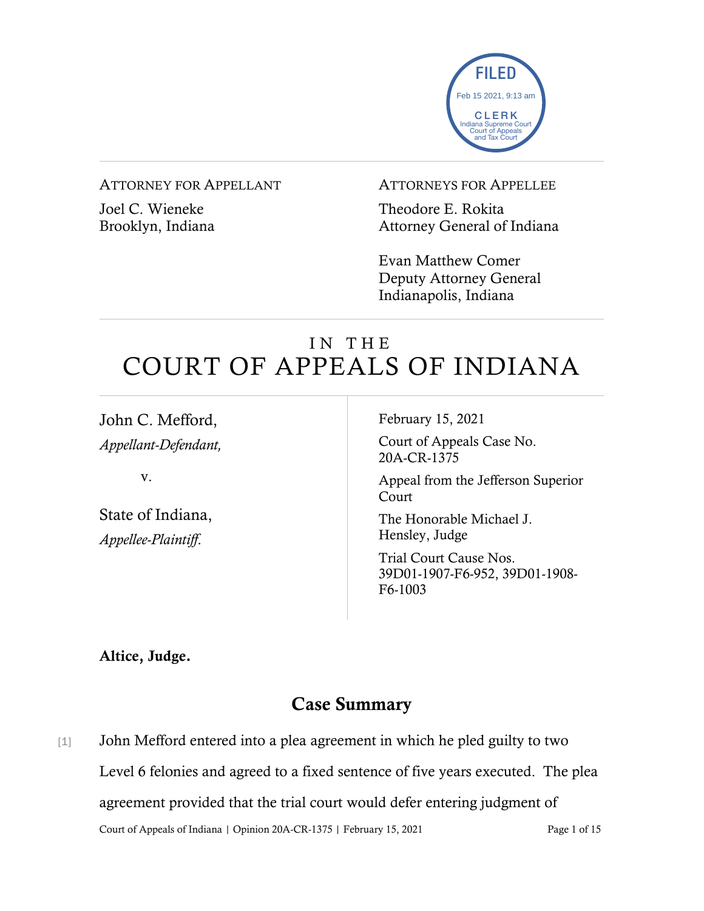FILED
Feb 15 2021, 9:13 am
CLERK
Indiana Supreme Court
Court of Appeals
and Tax Court

ATTORNEY FOR APPELLANT

Joel C. Wieneke
Brooklyn, Indiana

ATTORNEYS FOR APPELLEE

Theodore E. Rokita
Attorney General of Indiana

Evan Matthew Comer
Deputy Attorney General
Indianapolis, Indiana

# IN THE COURT OF APPEALS OF INDIANA

John C. Mefford,
*Appellant-Defendant,*

v.

State of Indiana,
*Appellee-Plaintiff.*

February 15, 2021

Court of Appeals Case No. 20A-CR-1375

Appeal from the Jefferson Superior Court

The Honorable Michael J. Hensley, Judge

Trial Court Cause Nos. 39D01-1907-F6-952, 39D01-1908-F6-1003

**Altice, Judge.**

## Case Summary

[1] John Mefford entered into a plea agreement in which he pled guilty to two Level 6 felonies and agreed to a fixed sentence of five years executed. The plea agreement provided that the trial court would defer entering judgment of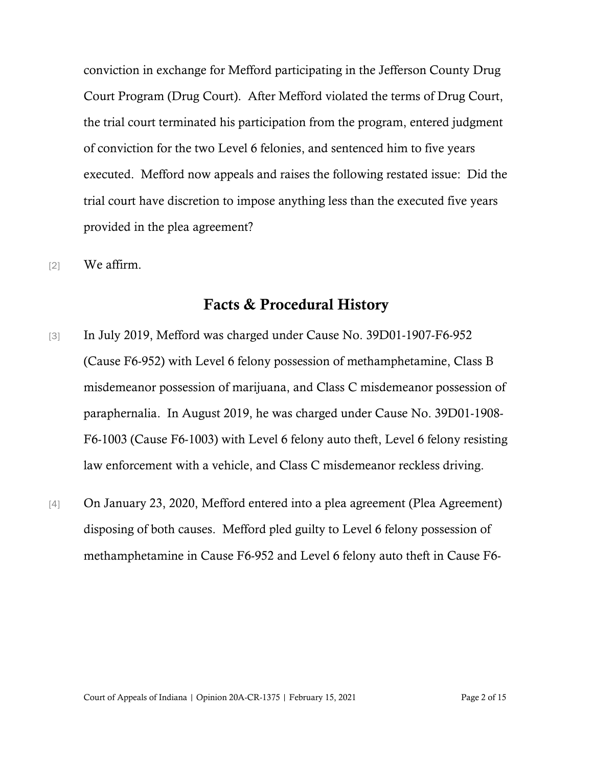conviction in exchange for Mefford participating in the Jefferson County Drug Court Program (Drug Court). After Mefford violated the terms of Drug Court, the trial court terminated his participation from the program, entered judgment of conviction for the two Level 6 felonies, and sentenced him to five years executed. Mefford now appeals and raises the following restated issue: Did the trial court have discretion to impose anything less than the executed five years provided in the plea agreement?

[2] We affirm.

## Facts & Procedural History

[3] In July 2019, Mefford was charged under Cause No. 39D01-1907-F6-952 (Cause F6-952) with Level 6 felony possession of methamphetamine, Class B misdemeanor possession of marijuana, and Class C misdemeanor possession of paraphernalia. In August 2019, he was charged under Cause No. 39D01-1908-F6-1003 (Cause F6-1003) with Level 6 felony auto theft, Level 6 felony resisting law enforcement with a vehicle, and Class C misdemeanor reckless driving.

[4] On January 23, 2020, Mefford entered into a plea agreement (Plea Agreement) disposing of both causes. Mefford pled guilty to Level 6 felony possession of methamphetamine in Cause F6-952 and Level 6 felony auto theft in Cause F6-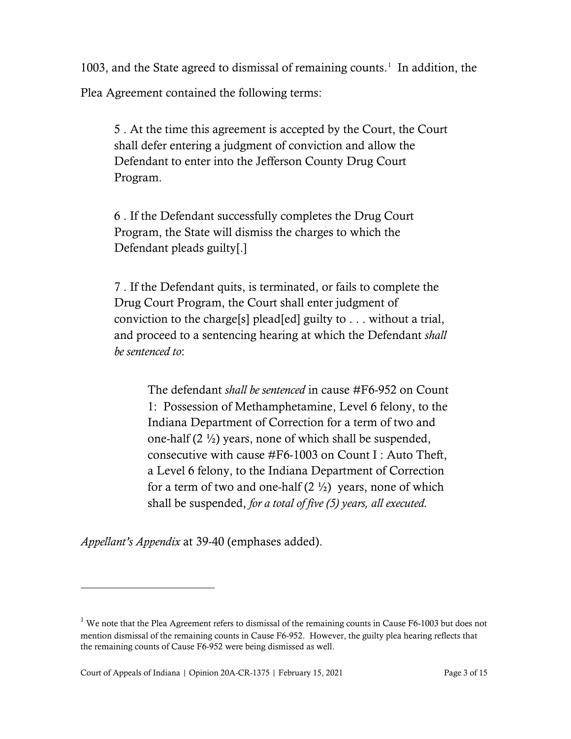1003, and the State agreed to dismissal of remaining counts.[1] In addition, the Plea Agreement contained the following terms:

> 5 . At the time this agreement is accepted by the Court, the Court shall defer entering a judgment of conviction and allow the Defendant to enter into the Jefferson County Drug Court Program.
>
> 6 . If the Defendant successfully completes the Drug Court Program, the State will dismiss the charges to which the Defendant pleads guilty[.]
>
> 7 . If the Defendant quits, is terminated, or fails to complete the Drug Court Program, the Court shall enter judgment of conviction to the charge[s] plead[ed] guilty to . . . without a trial, and proceed to a sentencing hearing at which the Defendant *shall be sentenced to*:
>
>> The defendant *shall be sentenced* in cause #F6-952 on Count 1: Possession of Methamphetamine, Level 6 felony, to the Indiana Department of Correction for a term of two and one-half (2 ½) years, none of which shall be suspended, consecutive with cause #F6-1003 on Count I : Auto Theft, a Level 6 felony, to the Indiana Department of Correction for a term of two and one-half (2 ½) years, none of which shall be suspended, *for a total of five (5) years, all executed.*

*Appellant's Appendix* at 39-40 (emphases added).

---

[1] We note that the Plea Agreement refers to dismissal of the remaining counts in Cause F6-1003 but does not mention dismissal of the remaining counts in Cause F6-952. However, the guilty plea hearing reflects that the remaining counts of Cause F6-952 were being dismissed as well.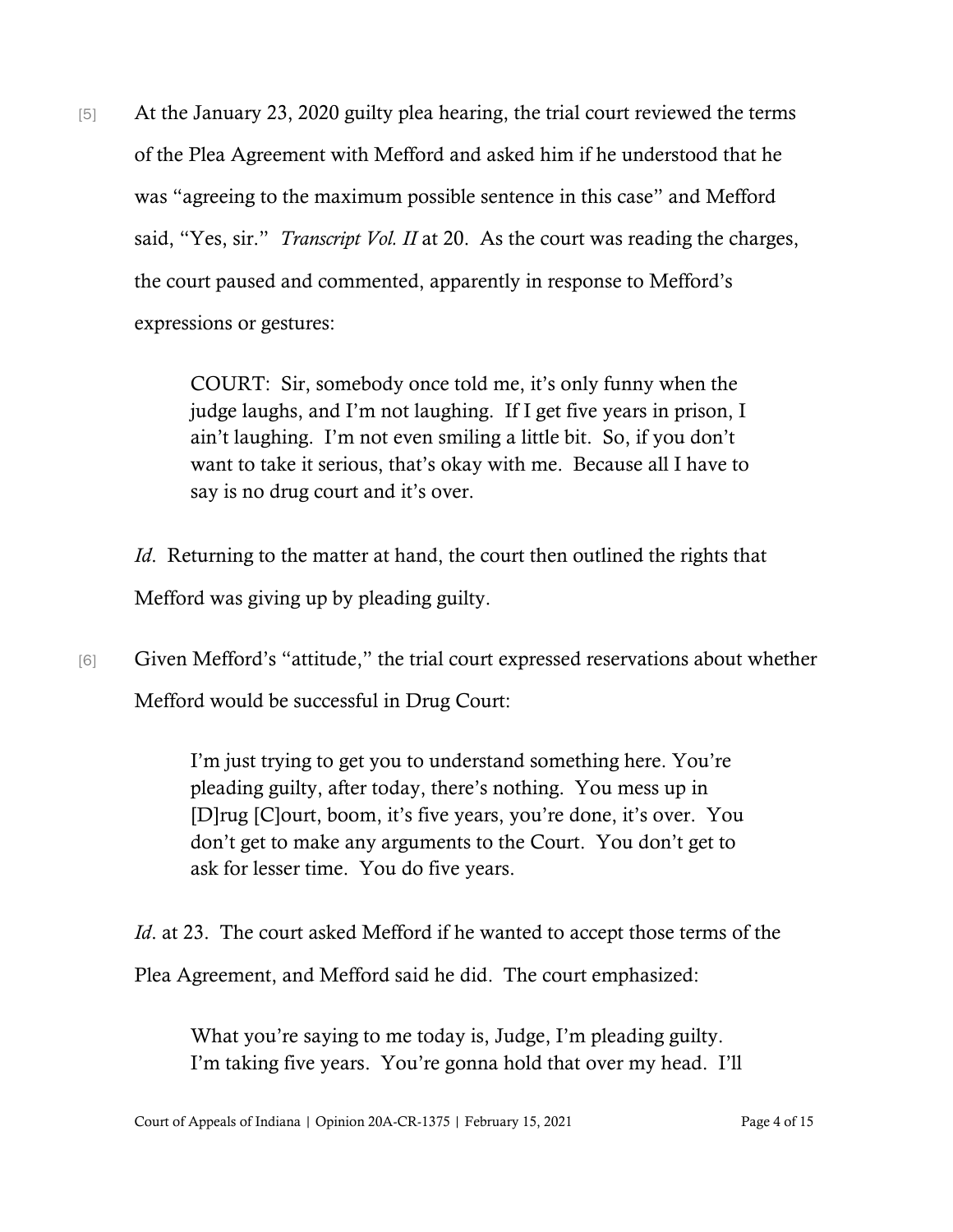[5] At the January 23, 2020 guilty plea hearing, the trial court reviewed the terms of the Plea Agreement with Mefford and asked him if he understood that he was "agreeing to the maximum possible sentence in this case" and Mefford said, "Yes, sir." *Transcript Vol. II* at 20. As the court was reading the charges, the court paused and commented, apparently in response to Mefford's expressions or gestures:

> COURT: Sir, somebody once told me, it's only funny when the judge laughs, and I'm not laughing. If I get five years in prison, I ain't laughing. I'm not even smiling a little bit. So, if you don't want to take it serious, that's okay with me. Because all I have to say is no drug court and it's over.

*Id*. Returning to the matter at hand, the court then outlined the rights that Mefford was giving up by pleading guilty.

[6] Given Mefford's "attitude," the trial court expressed reservations about whether Mefford would be successful in Drug Court:

> I'm just trying to get you to understand something here. You're pleading guilty, after today, there's nothing. You mess up in [D]rug [C]ourt, boom, it's five years, you're done, it's over. You don't get to make any arguments to the Court. You don't get to ask for lesser time. You do five years.

*Id*. at 23. The court asked Mefford if he wanted to accept those terms of the Plea Agreement, and Mefford said he did. The court emphasized:

> What you're saying to me today is, Judge, I'm pleading guilty. I'm taking five years. You're gonna hold that over my head. I'll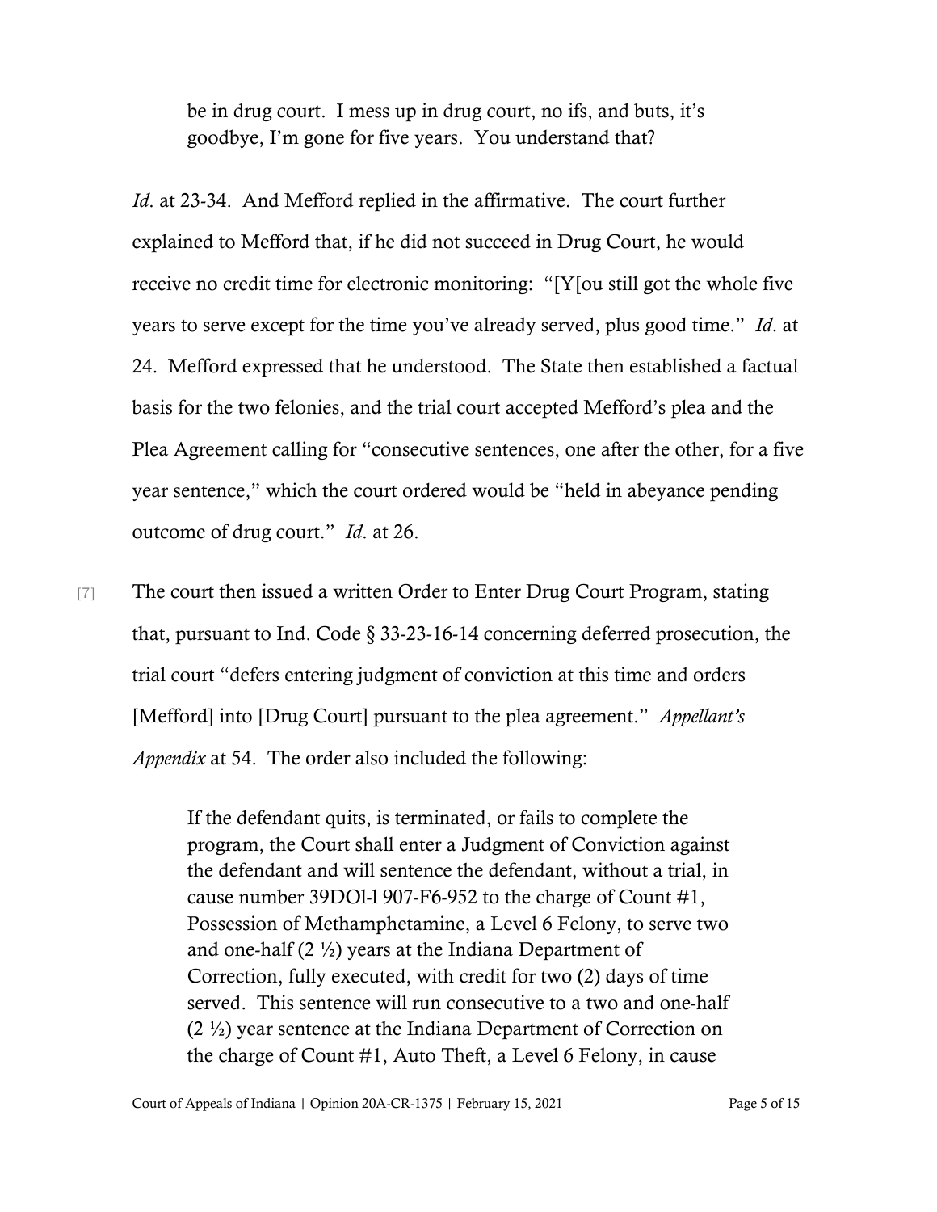> be in drug court. I mess up in drug court, no ifs, and buts, it's goodbye, I'm gone for five years. You understand that?

*Id*. at 23-34. And Mefford replied in the affirmative. The court further explained to Mefford that, if he did not succeed in Drug Court, he would receive no credit time for electronic monitoring: "[Y[ou still got the whole five years to serve except for the time you've already served, plus good time." *Id*. at 24. Mefford expressed that he understood. The State then established a factual basis for the two felonies, and the trial court accepted Mefford's plea and the Plea Agreement calling for "consecutive sentences, one after the other, for a five year sentence," which the court ordered would be "held in abeyance pending outcome of drug court." *Id*. at 26.

[7] The court then issued a written Order to Enter Drug Court Program, stating that, pursuant to Ind. Code § 33-23-16-14 concerning deferred prosecution, the trial court "defers entering judgment of conviction at this time and orders [Mefford] into [Drug Court] pursuant to the plea agreement." *Appellant's Appendix* at 54. The order also included the following:

> If the defendant quits, is terminated, or fails to complete the program, the Court shall enter a Judgment of Conviction against the defendant and will sentence the defendant, without a trial, in cause number 39DOl-l 907-F6-952 to the charge of Count #1, Possession of Methamphetamine, a Level 6 Felony, to serve two and one-half (2 ½) years at the Indiana Department of Correction, fully executed, with credit for two (2) days of time served. This sentence will run consecutive to a two and one-half (2 ½) year sentence at the Indiana Department of Correction on the charge of Count #1, Auto Theft, a Level 6 Felony, in cause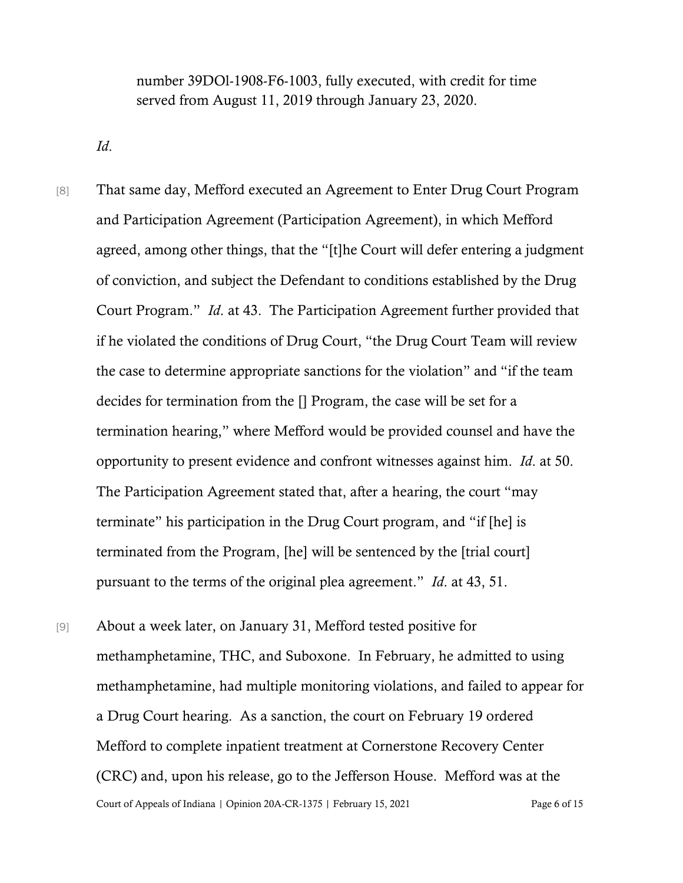> number 39DOl-1908-F6-1003, fully executed, with credit for time served from August 11, 2019 through January 23, 2020.

*Id*.

[8] That same day, Mefford executed an Agreement to Enter Drug Court Program and Participation Agreement (Participation Agreement), in which Mefford agreed, among other things, that the "[t]he Court will defer entering a judgment of conviction, and subject the Defendant to conditions established by the Drug Court Program." *Id*. at 43. The Participation Agreement further provided that if he violated the conditions of Drug Court, "the Drug Court Team will review the case to determine appropriate sanctions for the violation" and "if the team decides for termination from the [] Program, the case will be set for a termination hearing," where Mefford would be provided counsel and have the opportunity to present evidence and confront witnesses against him. *Id*. at 50. The Participation Agreement stated that, after a hearing, the court "may terminate" his participation in the Drug Court program, and "if [he] is terminated from the Program, [he] will be sentenced by the [trial court] pursuant to the terms of the original plea agreement." *Id*. at 43, 51.

[9] About a week later, on January 31, Mefford tested positive for methamphetamine, THC, and Suboxone. In February, he admitted to using methamphetamine, had multiple monitoring violations, and failed to appear for a Drug Court hearing. As a sanction, the court on February 19 ordered Mefford to complete inpatient treatment at Cornerstone Recovery Center (CRC) and, upon his release, go to the Jefferson House. Mefford was at the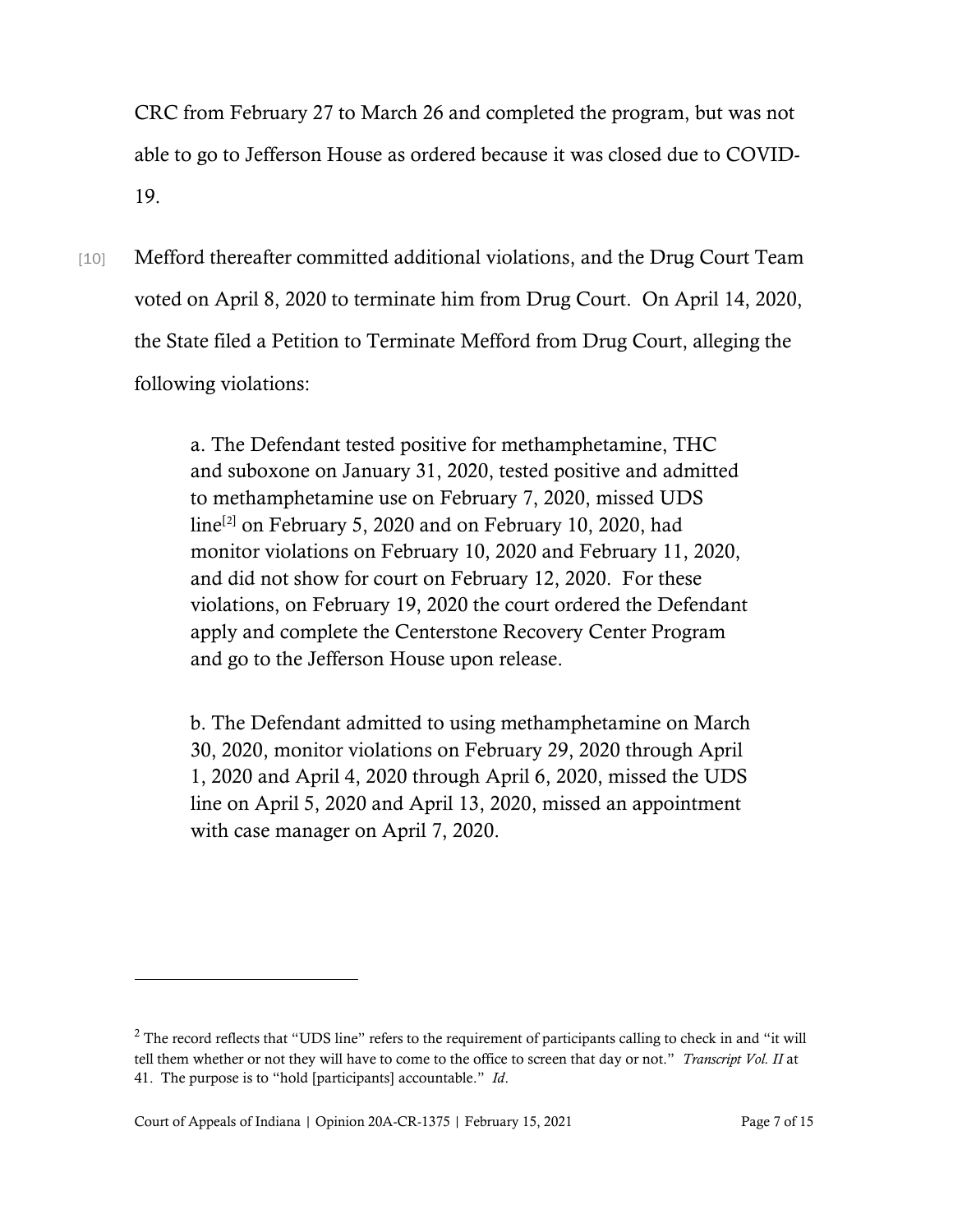CRC from February 27 to March 26 and completed the program, but was not able to go to Jefferson House as ordered because it was closed due to COVID-19.

[10] Mefford thereafter committed additional violations, and the Drug Court Team voted on April 8, 2020 to terminate him from Drug Court. On April 14, 2020, the State filed a Petition to Terminate Mefford from Drug Court, alleging the following violations:

> a. The Defendant tested positive for methamphetamine, THC and suboxone on January 31, 2020, tested positive and admitted to methamphetamine use on February 7, 2020, missed UDS line[2] on February 5, 2020 and on February 10, 2020, had monitor violations on February 10, 2020 and February 11, 2020, and did not show for court on February 12, 2020. For these violations, on February 19, 2020 the court ordered the Defendant apply and complete the Centerstone Recovery Center Program and go to the Jefferson House upon release.
>
> b. The Defendant admitted to using methamphetamine on March 30, 2020, monitor violations on February 29, 2020 through April 1, 2020 and April 4, 2020 through April 6, 2020, missed the UDS line on April 5, 2020 and April 13, 2020, missed an appointment with case manager on April 7, 2020.

---

[2] The record reflects that "UDS line" refers to the requirement of participants calling to check in and "it will tell them whether or not they will have to come to the office to screen that day or not." *Transcript Vol. II* at 41. The purpose is to "hold [participants] accountable." *Id*.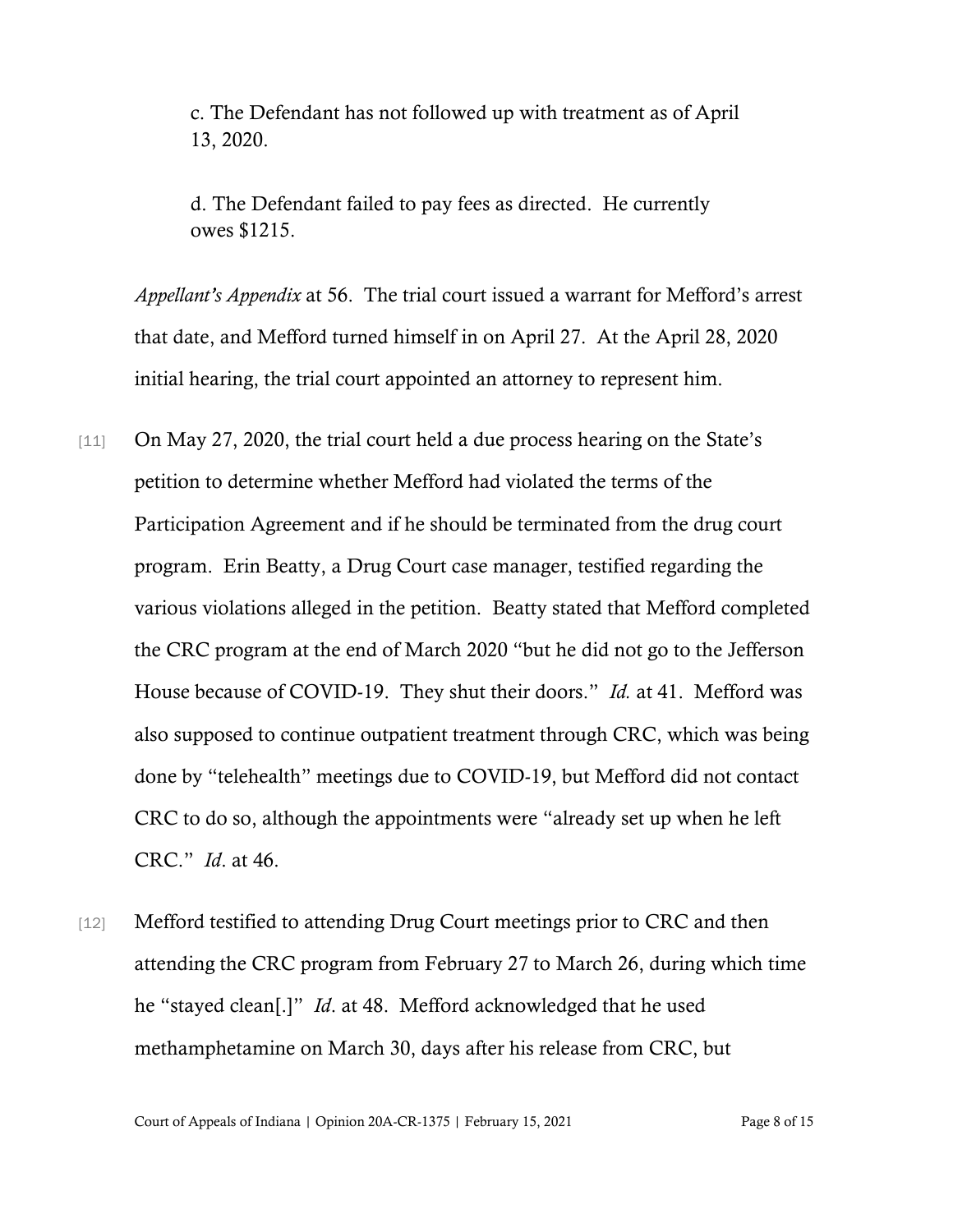c. The Defendant has not followed up with treatment as of April 13, 2020.

d. The Defendant failed to pay fees as directed. He currently owes $1215.

*Appellant's Appendix* at 56. The trial court issued a warrant for Mefford's arrest that date, and Mefford turned himself in on April 27. At the April 28, 2020 initial hearing, the trial court appointed an attorney to represent him.

[11] On May 27, 2020, the trial court held a due process hearing on the State's petition to determine whether Mefford had violated the terms of the Participation Agreement and if he should be terminated from the drug court program. Erin Beatty, a Drug Court case manager, testified regarding the various violations alleged in the petition. Beatty stated that Mefford completed the CRC program at the end of March 2020 "but he did not go to the Jefferson House because of COVID-19. They shut their doors." *Id.* at 41. Mefford was also supposed to continue outpatient treatment through CRC, which was being done by "telehealth" meetings due to COVID-19, but Mefford did not contact CRC to do so, although the appointments were "already set up when he left CRC." *Id*. at 46.

[12] Mefford testified to attending Drug Court meetings prior to CRC and then attending the CRC program from February 27 to March 26, during which time he "stayed clean[.]" *Id*. at 48. Mefford acknowledged that he used methamphetamine on March 30, days after his release from CRC, but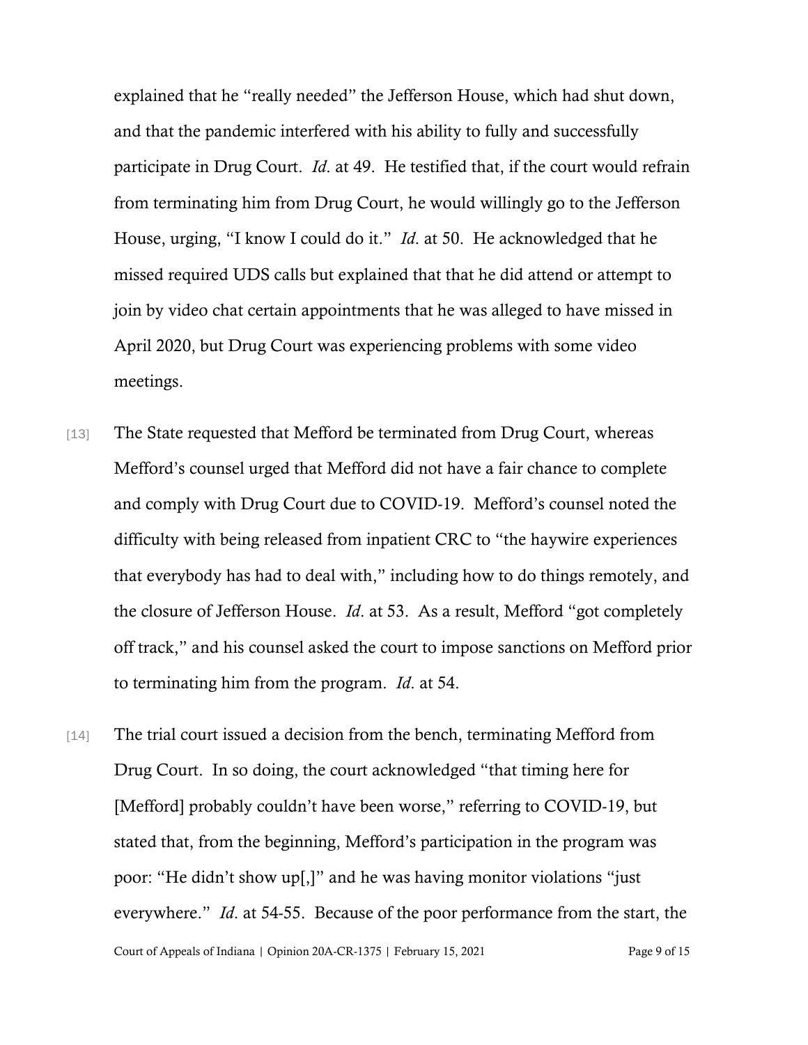explained that he "really needed" the Jefferson House, which had shut down, and that the pandemic interfered with his ability to fully and successfully participate in Drug Court. *Id*. at 49. He testified that, if the court would refrain from terminating him from Drug Court, he would willingly go to the Jefferson House, urging, "I know I could do it." *Id*. at 50. He acknowledged that he missed required UDS calls but explained that that he did attend or attempt to join by video chat certain appointments that he was alleged to have missed in April 2020, but Drug Court was experiencing problems with some video meetings.

[13] The State requested that Mefford be terminated from Drug Court, whereas Mefford's counsel urged that Mefford did not have a fair chance to complete and comply with Drug Court due to COVID-19. Mefford's counsel noted the difficulty with being released from inpatient CRC to "the haywire experiences that everybody has had to deal with," including how to do things remotely, and the closure of Jefferson House. *Id*. at 53. As a result, Mefford "got completely off track," and his counsel asked the court to impose sanctions on Mefford prior to terminating him from the program. *Id*. at 54.

[14] The trial court issued a decision from the bench, terminating Mefford from Drug Court. In so doing, the court acknowledged "that timing here for [Mefford] probably couldn't have been worse," referring to COVID-19, but stated that, from the beginning, Mefford's participation in the program was poor: "He didn't show up[,]" and he was having monitor violations "just everywhere." *Id*. at 54-55. Because of the poor performance from the start, the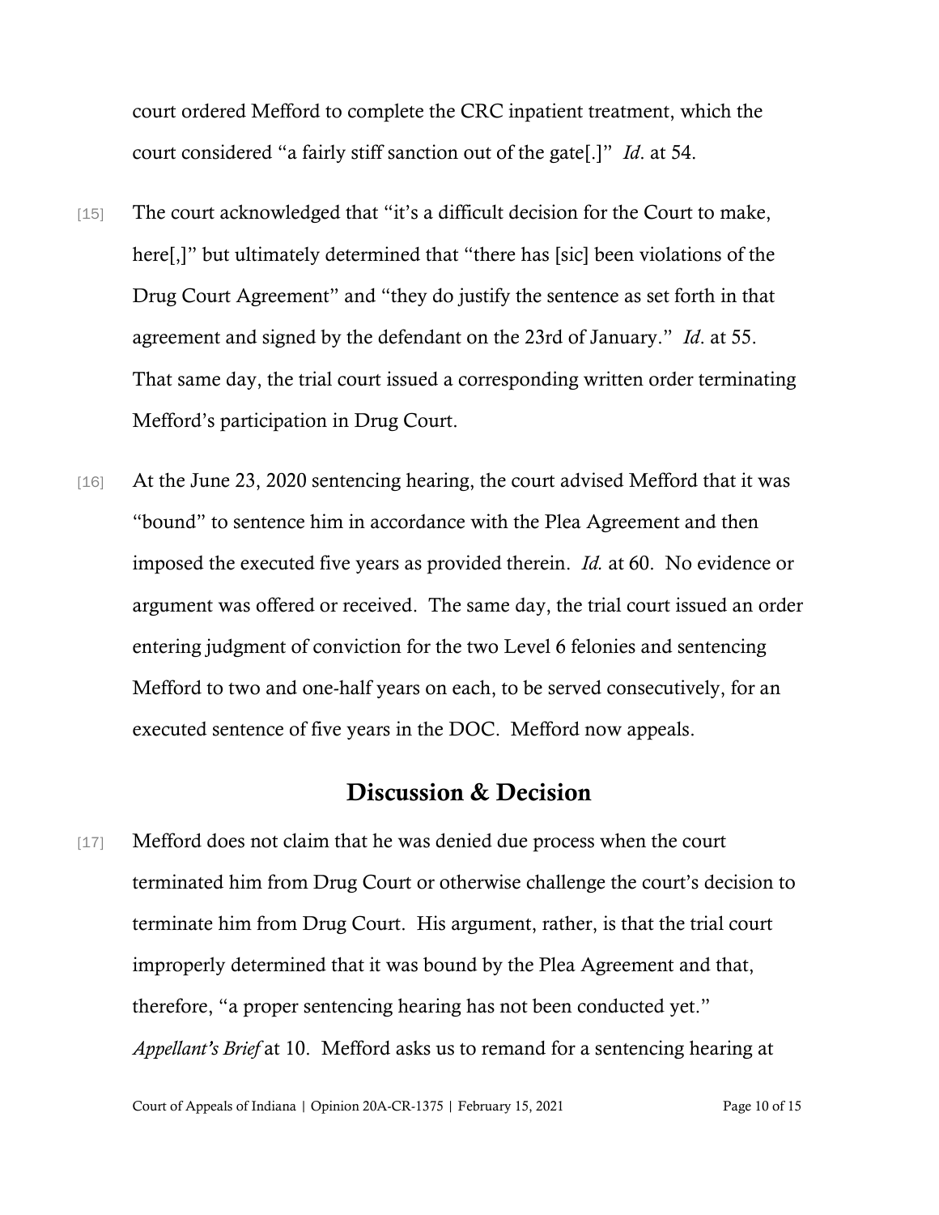court ordered Mefford to complete the CRC inpatient treatment, which the court considered "a fairly stiff sanction out of the gate[.]" *Id*. at 54.

[15] The court acknowledged that "it's a difficult decision for the Court to make, here[,]" but ultimately determined that "there has [sic] been violations of the Drug Court Agreement" and "they do justify the sentence as set forth in that agreement and signed by the defendant on the 23rd of January." *Id*. at 55. That same day, the trial court issued a corresponding written order terminating Mefford's participation in Drug Court.

[16] At the June 23, 2020 sentencing hearing, the court advised Mefford that it was "bound" to sentence him in accordance with the Plea Agreement and then imposed the executed five years as provided therein. *Id.* at 60. No evidence or argument was offered or received. The same day, the trial court issued an order entering judgment of conviction for the two Level 6 felonies and sentencing Mefford to two and one-half years on each, to be served consecutively, for an executed sentence of five years in the DOC. Mefford now appeals.

## Discussion & Decision

[17] Mefford does not claim that he was denied due process when the court terminated him from Drug Court or otherwise challenge the court's decision to terminate him from Drug Court. His argument, rather, is that the trial court improperly determined that it was bound by the Plea Agreement and that, therefore, "a proper sentencing hearing has not been conducted yet." *Appellant's Brief* at 10. Mefford asks us to remand for a sentencing hearing at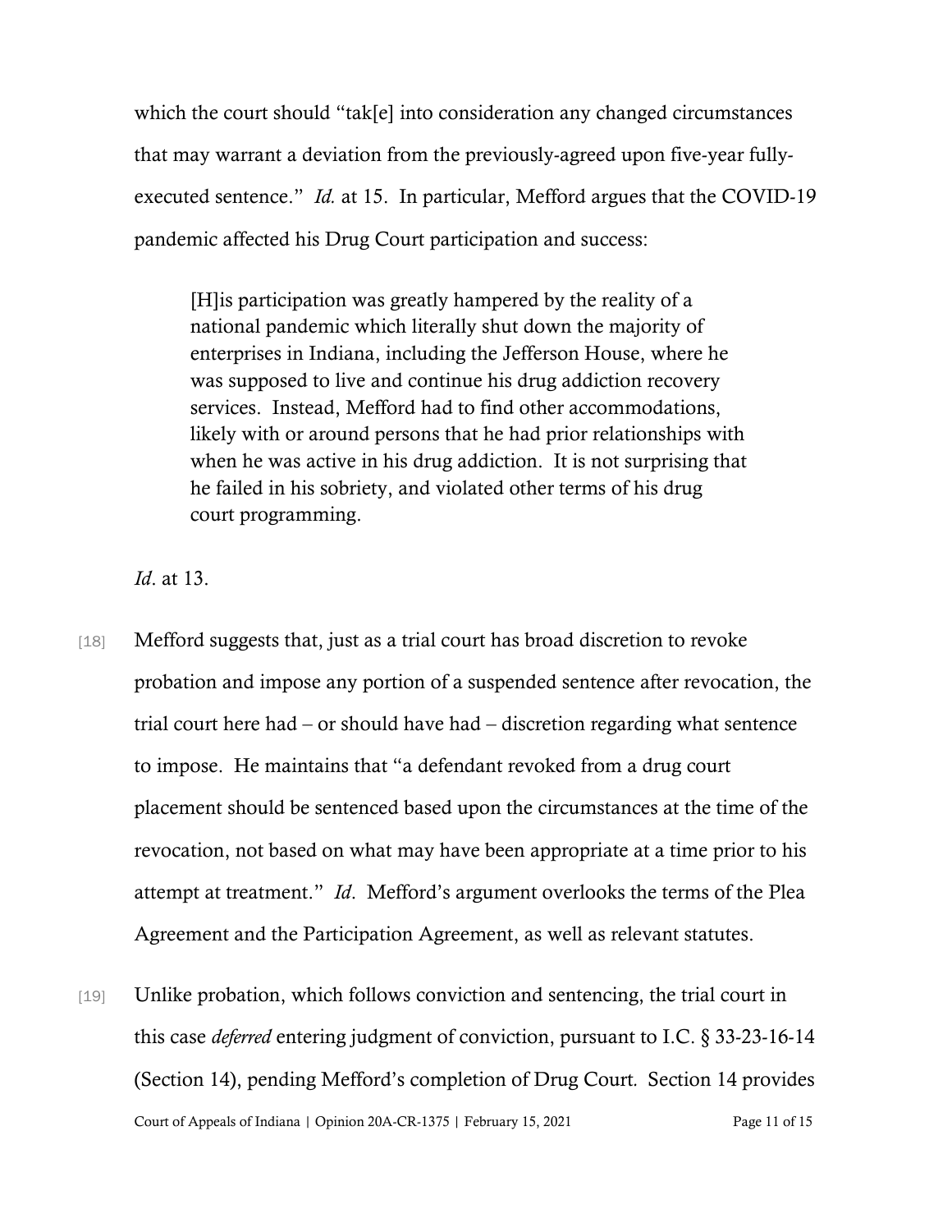which the court should "tak[e] into consideration any changed circumstances that may warrant a deviation from the previously-agreed upon five-year fully-executed sentence." *Id.* at 15. In particular, Mefford argues that the COVID-19 pandemic affected his Drug Court participation and success:

> [H]is participation was greatly hampered by the reality of a national pandemic which literally shut down the majority of enterprises in Indiana, including the Jefferson House, where he was supposed to live and continue his drug addiction recovery services. Instead, Mefford had to find other accommodations, likely with or around persons that he had prior relationships with when he was active in his drug addiction. It is not surprising that he failed in his sobriety, and violated other terms of his drug court programming.

*Id*. at 13.

[18] Mefford suggests that, just as a trial court has broad discretion to revoke probation and impose any portion of a suspended sentence after revocation, the trial court here had – or should have had – discretion regarding what sentence to impose. He maintains that "a defendant revoked from a drug court placement should be sentenced based upon the circumstances at the time of the revocation, not based on what may have been appropriate at a time prior to his attempt at treatment." *Id*. Mefford's argument overlooks the terms of the Plea Agreement and the Participation Agreement, as well as relevant statutes.

[19] Unlike probation, which follows conviction and sentencing, the trial court in this case *deferred* entering judgment of conviction, pursuant to I.C. § 33-23-16-14 (Section 14), pending Mefford's completion of Drug Court. Section 14 provides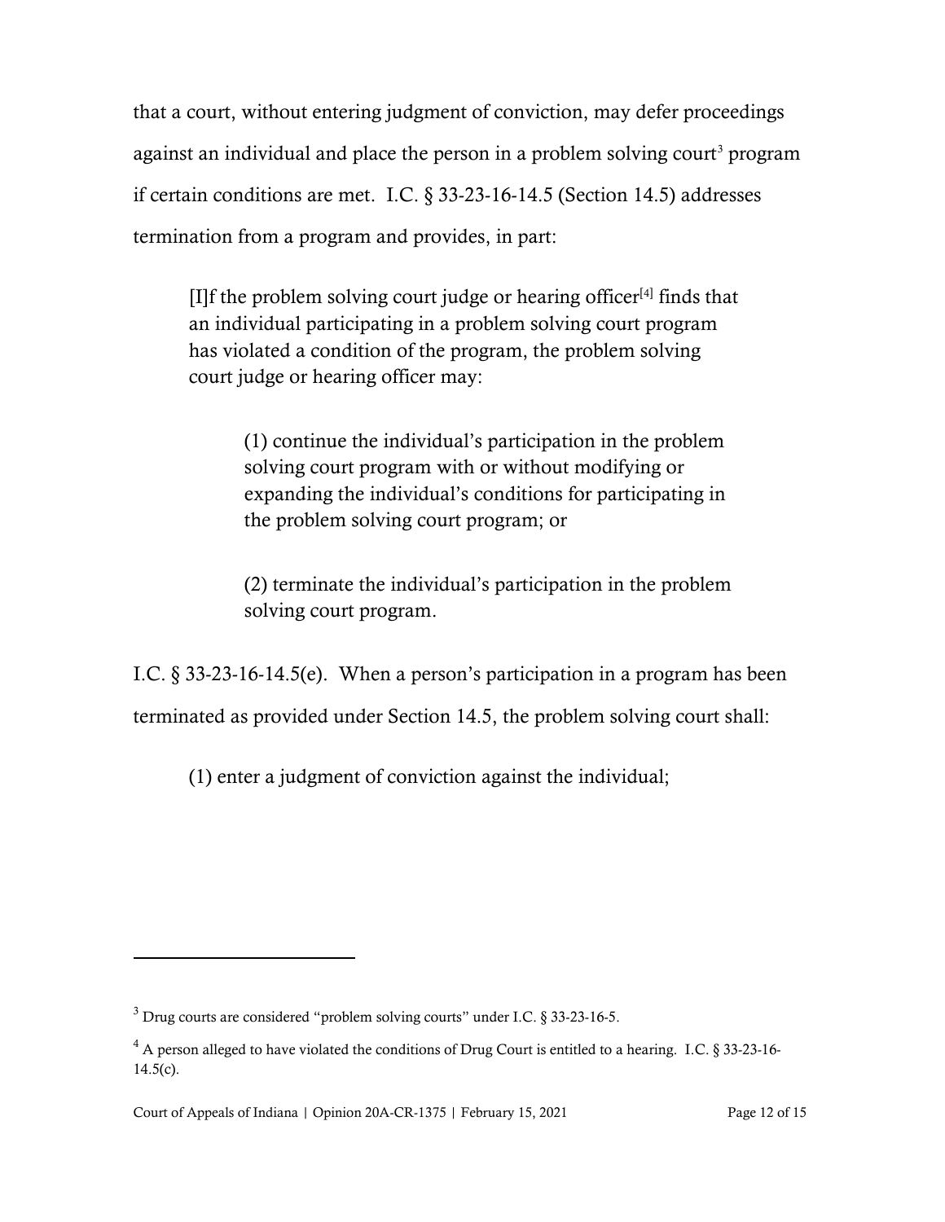that a court, without entering judgment of conviction, may defer proceedings against an individual and place the person in a problem solving court[3] program if certain conditions are met. I.C. § 33-23-16-14.5 (Section 14.5) addresses termination from a program and provides, in part:

> [I]f the problem solving court judge or hearing officer[4] finds that an individual participating in a problem solving court program has violated a condition of the program, the problem solving court judge or hearing officer may:
>
> > (1) continue the individual's participation in the problem solving court program with or without modifying or expanding the individual's conditions for participating in the problem solving court program; or
> >
> > (2) terminate the individual's participation in the problem solving court program.

I.C. § 33-23-16-14.5(e). When a person's participation in a program has been terminated as provided under Section 14.5, the problem solving court shall:

> (1) enter a judgment of conviction against the individual;

---

[3] Drug courts are considered "problem solving courts" under I.C. § 33-23-16-5.

[4] A person alleged to have violated the conditions of Drug Court is entitled to a hearing. I.C. § 33-23-16-14.5(c).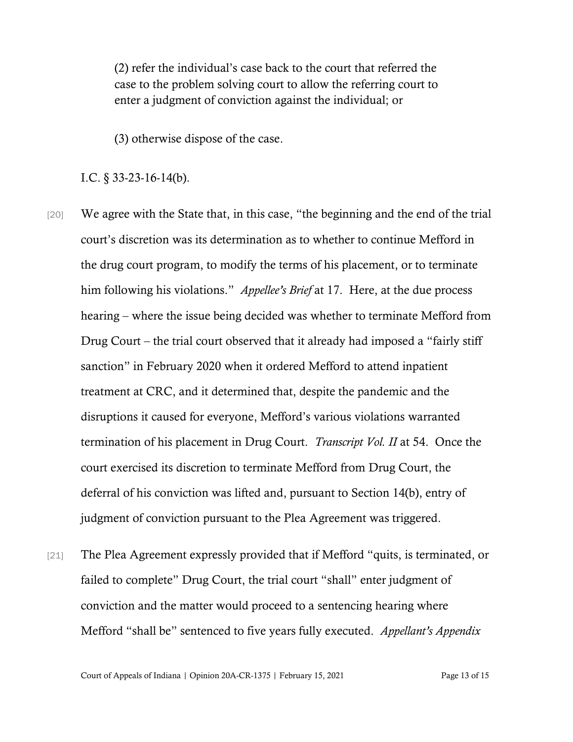> (2) refer the individual's case back to the court that referred the case to the problem solving court to allow the referring court to enter a judgment of conviction against the individual; or
>
> (3) otherwise dispose of the case.

I.C. § 33-23-16-14(b).

[20] We agree with the State that, in this case, "the beginning and the end of the trial court's discretion was its determination as to whether to continue Mefford in the drug court program, to modify the terms of his placement, or to terminate him following his violations." *Appellee's Brief* at 17. Here, at the due process hearing – where the issue being decided was whether to terminate Mefford from Drug Court – the trial court observed that it already had imposed a "fairly stiff sanction" in February 2020 when it ordered Mefford to attend inpatient treatment at CRC, and it determined that, despite the pandemic and the disruptions it caused for everyone, Mefford's various violations warranted termination of his placement in Drug Court. *Transcript Vol. II* at 54. Once the court exercised its discretion to terminate Mefford from Drug Court, the deferral of his conviction was lifted and, pursuant to Section 14(b), entry of judgment of conviction pursuant to the Plea Agreement was triggered.

[21] The Plea Agreement expressly provided that if Mefford "quits, is terminated, or failed to complete" Drug Court, the trial court "shall" enter judgment of conviction and the matter would proceed to a sentencing hearing where Mefford "shall be" sentenced to five years fully executed. *Appellant's Appendix*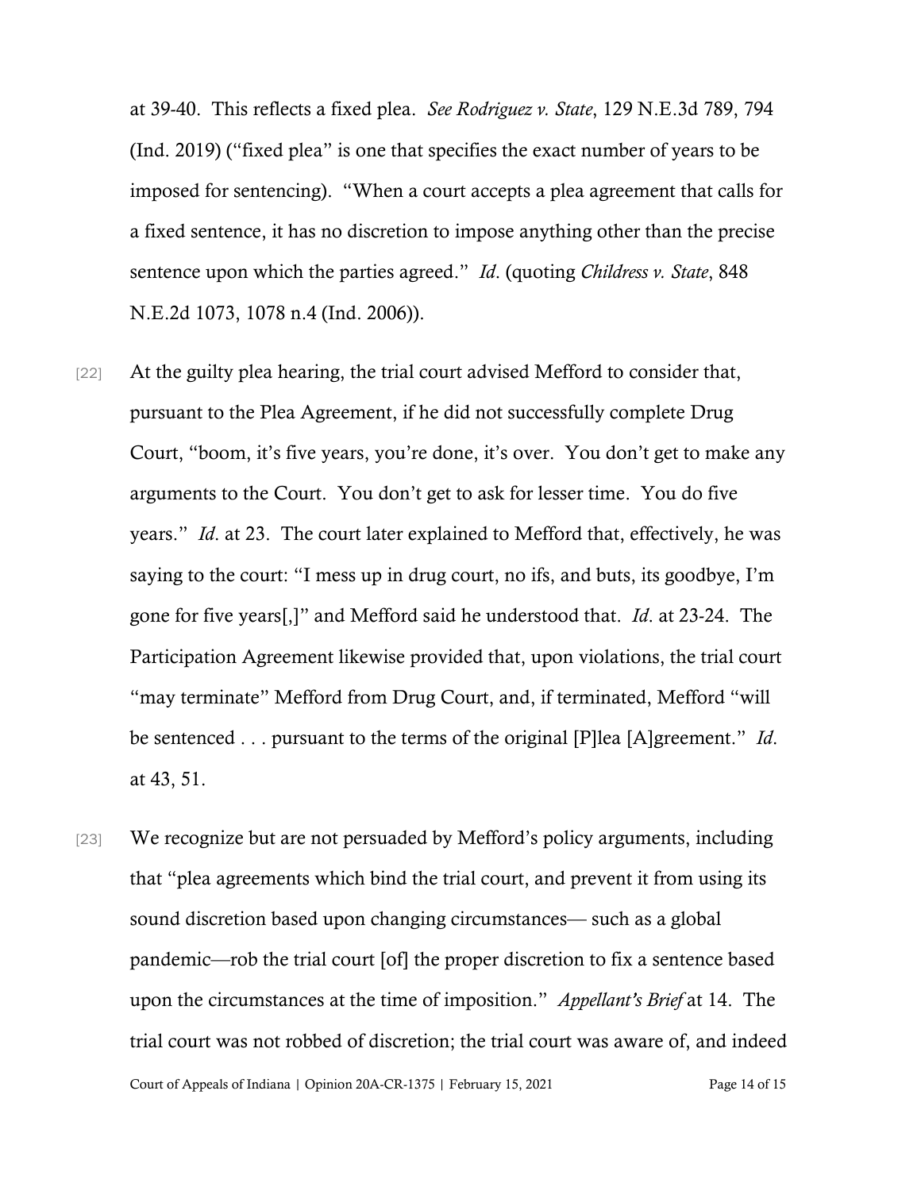at 39-40. This reflects a fixed plea. *See Rodriguez v. State*, 129 N.E.3d 789, 794 (Ind. 2019) ("fixed plea" is one that specifies the exact number of years to be imposed for sentencing). "When a court accepts a plea agreement that calls for a fixed sentence, it has no discretion to impose anything other than the precise sentence upon which the parties agreed." *Id*. (quoting *Childress v. State*, 848 N.E.2d 1073, 1078 n.4 (Ind. 2006)).

[22] At the guilty plea hearing, the trial court advised Mefford to consider that, pursuant to the Plea Agreement, if he did not successfully complete Drug Court, "boom, it's five years, you're done, it's over. You don't get to make any arguments to the Court. You don't get to ask for lesser time. You do five years." *Id*. at 23. The court later explained to Mefford that, effectively, he was saying to the court: "I mess up in drug court, no ifs, and buts, its goodbye, I'm gone for five years[,]" and Mefford said he understood that. *Id*. at 23-24. The Participation Agreement likewise provided that, upon violations, the trial court "may terminate" Mefford from Drug Court, and, if terminated, Mefford "will be sentenced . . . pursuant to the terms of the original [P]lea [A]greement." *Id*. at 43, 51.

[23] We recognize but are not persuaded by Mefford's policy arguments, including that "plea agreements which bind the trial court, and prevent it from using its sound discretion based upon changing circumstances— such as a global pandemic—rob the trial court [of] the proper discretion to fix a sentence based upon the circumstances at the time of imposition." *Appellant's Brief* at 14. The trial court was not robbed of discretion; the trial court was aware of, and indeed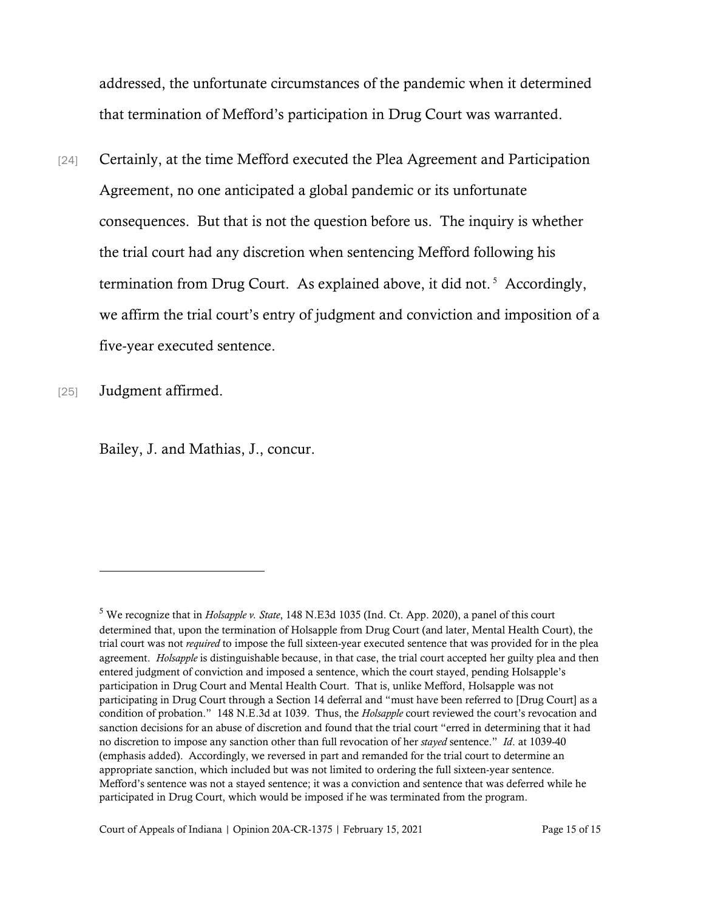addressed, the unfortunate circumstances of the pandemic when it determined that termination of Mefford's participation in Drug Court was warranted.

[24] Certainly, at the time Mefford executed the Plea Agreement and Participation Agreement, no one anticipated a global pandemic or its unfortunate consequences. But that is not the question before us. The inquiry is whether the trial court had any discretion when sentencing Mefford following his termination from Drug Court. As explained above, it did not.[5] Accordingly, we affirm the trial court's entry of judgment and conviction and imposition of a five-year executed sentence.

[25] Judgment affirmed.

Bailey, J. and Mathias, J., concur.

---

[5] We recognize that in *Holsapple v. State*, 148 N.E3d 1035 (Ind. Ct. App. 2020), a panel of this court determined that, upon the termination of Holsapple from Drug Court (and later, Mental Health Court), the trial court was not *required* to impose the full sixteen-year executed sentence that was provided for in the plea agreement. *Holsapple* is distinguishable because, in that case, the trial court accepted her guilty plea and then entered judgment of conviction and imposed a sentence, which the court stayed, pending Holsapple's participation in Drug Court and Mental Health Court. That is, unlike Mefford, Holsapple was not participating in Drug Court through a Section 14 deferral and "must have been referred to [Drug Court] as a condition of probation." 148 N.E.3d at 1039. Thus, the *Holsapple* court reviewed the court's revocation and sanction decisions for an abuse of discretion and found that the trial court "erred in determining that it had no discretion to impose any sanction other than full revocation of her *stayed* sentence." *Id*. at 1039-40 (emphasis added). Accordingly, we reversed in part and remanded for the trial court to determine an appropriate sanction, which included but was not limited to ordering the full sixteen-year sentence. Mefford's sentence was not a stayed sentence; it was a conviction and sentence that was deferred while he participated in Drug Court, which would be imposed if he was terminated from the program.